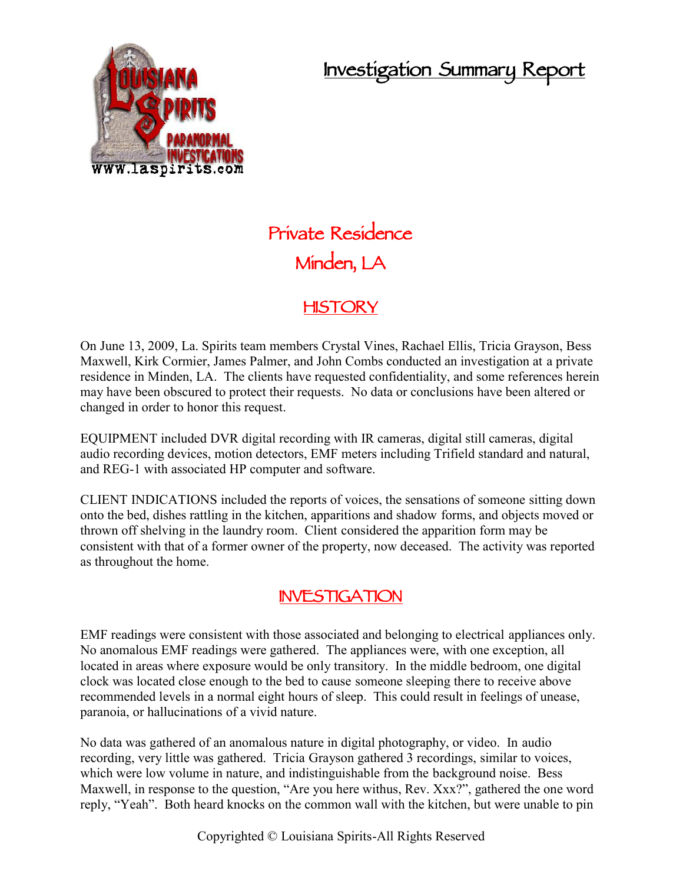# Investigation Summary Report

## Private Residence
## Minden, LA

## HISTORY

On June 13, 2009, La. Spirits team members Crystal Vines, Rachael Ellis, Tricia Grayson, Bess Maxwell, Kirk Cormier, James Palmer, and John Combs conducted an investigation at a private residence in Minden, LA. The clients have requested confidentiality, and some references herein may have been obscured to protect their requests. No data or conclusions have been altered or changed in order to honor this request.

EQUIPMENT included DVR digital recording with IR cameras, digital still cameras, digital audio recording devices, motion detectors, EMF meters including Trifield standard and natural, and REG-1 with associated HP computer and software.

CLIENT INDICATIONS included the reports of voices, the sensations of someone sitting down onto the bed, dishes rattling in the kitchen, apparitions and shadow forms, and objects moved or thrown off shelving in the laundry room. Client considered the apparition form may be consistent with that of a former owner of the property, now deceased. The activity was reported as throughout the home.

## INVESTIGATION

EMF readings were consistent with those associated and belonging to electrical appliances only. No anomalous EMF readings were gathered. The appliances were, with one exception, all located in areas where exposure would be only transitory. In the middle bedroom, one digital clock was located close enough to the bed to cause someone sleeping there to receive above recommended levels in a normal eight hours of sleep. This could result in feelings of unease, paranoia, or hallucinations of a vivid nature.

No data was gathered of an anomalous nature in digital photography, or video. In audio recording, very little was gathered. Tricia Grayson gathered 3 recordings, similar to voices, which were low volume in nature, and indistinguishable from the background noise. Bess Maxwell, in response to the question, "Are you here withus, Rev. Xxx?", gathered the one word reply, "Yeah". Both heard knocks on the common wall with the kitchen, but were unable to pin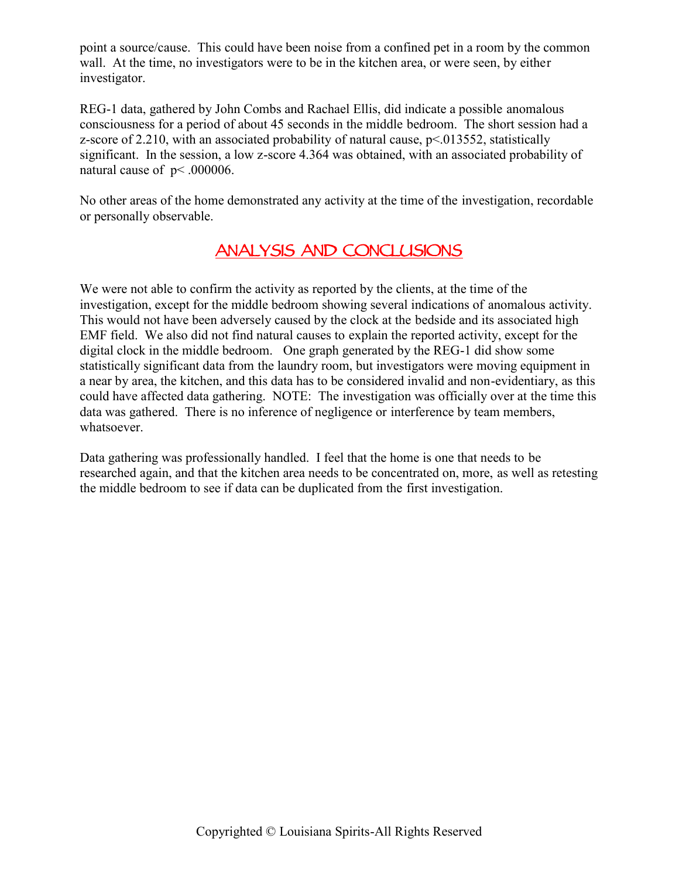point a source/cause. This could have been noise from a confined pet in a room by the common wall. At the time, no investigators were to be in the kitchen area, or were seen, by either investigator.

REG-1 data, gathered by John Combs and Rachael Ellis, did indicate a possible anomalous consciousness for a period of about 45 seconds in the middle bedroom. The short session had a z-score of 2.210, with an associated probability of natural cause, $p < .013552$, statistically significant. In the session, a low z-score 4.364 was obtained, with an associated probability of natural cause of $p < .000006$.

No other areas of the home demonstrated any activity at the time of the investigation, recordable or personally observable.

## ANALYSIS AND CONCLUSIONS

We were not able to confirm the activity as reported by the clients, at the time of the investigation, except for the middle bedroom showing several indications of anomalous activity. This would not have been adversely caused by the clock at the bedside and its associated high EMF field. We also did not find natural causes to explain the reported activity, except for the digital clock in the middle bedroom. One graph generated by the REG-1 did show some statistically significant data from the laundry room, but investigators were moving equipment in a near by area, the kitchen, and this data has to be considered invalid and non-evidentiary, as this could have affected data gathering. NOTE: The investigation was officially over at the time this data was gathered. There is no inference of negligence or interference by team members, whatsoever.

Data gathering was professionally handled. I feel that the home is one that needs to be researched again, and that the kitchen area needs to be concentrated on, more, as well as retesting the middle bedroom to see if data can be duplicated from the first investigation.

Copyrighted © Louisiana Spirits-All Rights Reserved